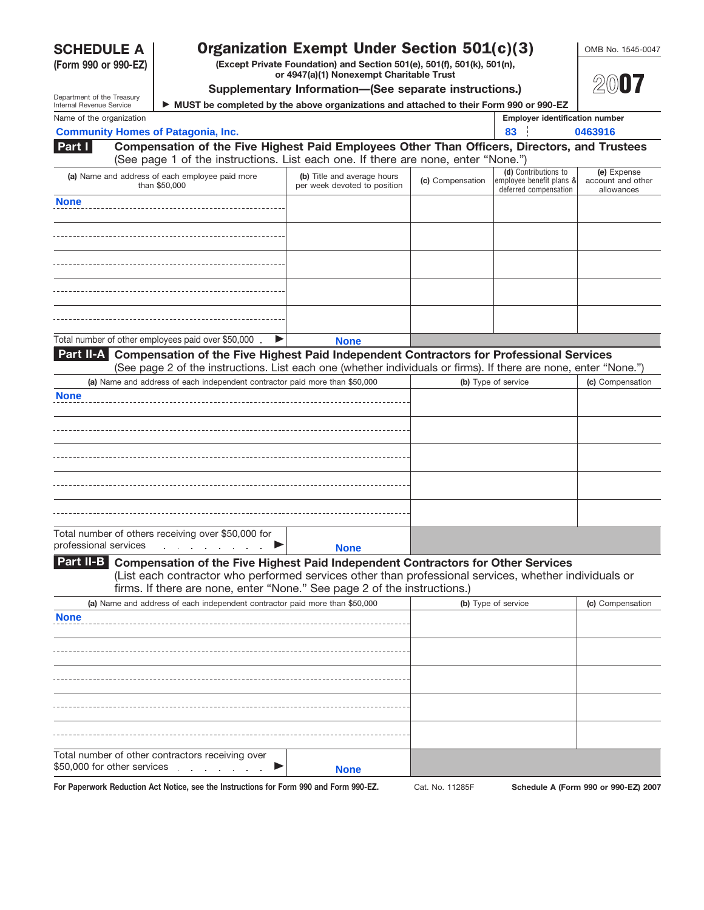**SCHEDULE A (Form 990 or 990-EZ)**

Department of the Treasury
Internal Revenue Service

# Organization Exempt Under Section 501(c)(3)

**(Except Private Foundation) and Section 501(e), 501(f), 501(k), 501(n), or 4947(a)(1) Nonexempt Charitable Trust**

**Supplementary Information—(See separate instructions.)**

▶ **MUST be completed by the above organizations and attached to their Form 990 or 990-EZ**

OMB No. 1545-0047

**2007**

| Name of the organization | Employer identification number |
|---|---|
| Community Homes of Patagonia, Inc. | 83 0463916 |

## Part I Compensation of the Five Highest Paid Employees Other Than Officers, Directors, and Trustees

(See page 1 of the instructions. List each one. If there are none, enter "None.")

| (a) Name and address of each employee paid more than $50,000 | (b) Title and average hours per week devoted to position | (c) Compensation | (d) Contributions to employee benefit plans & deferred compensation | (e) Expense account and other allowances |
|---|---|---|---|---|
| None | | | | |
| | | | | |
| | | | | |
| | | | | |
| | | | | |
| Total number of other employees paid over $50,000 ▶ | None | | | |

## Part II-A Compensation of the Five Highest Paid Independent Contractors for Professional Services

(See page 2 of the instructions. List each one (whether individuals or firms). If there are none, enter "None.")

| (a) Name and address of each independent contractor paid more than $50,000 | (b) Type of service | (c) Compensation |
|---|---|---|
| None | | |
| | | |
| | | |
| | | |
| | | |
| Total number of others receiving over $50,000 for professional services ▶ None | | |

## Part II-B Compensation of the Five Highest Paid Independent Contractors for Other Services

(List each contractor who performed services other than professional services, whether individuals or firms. If there are none, enter "None." See page 2 of the instructions.)

| (a) Name and address of each independent contractor paid more than $50,000 | (b) Type of service | (c) Compensation |
|---|---|---|
| None | | |
| | | |
| | | |
| | | |
| | | |
| Total number of other contractors receiving over $50,000 for other services ▶ None | | |

For Paperwork Reduction Act Notice, see the Instructions for Form 990 and Form 990-EZ. Cat. No. 11285F Schedule A (Form 990 or 990-EZ) 2007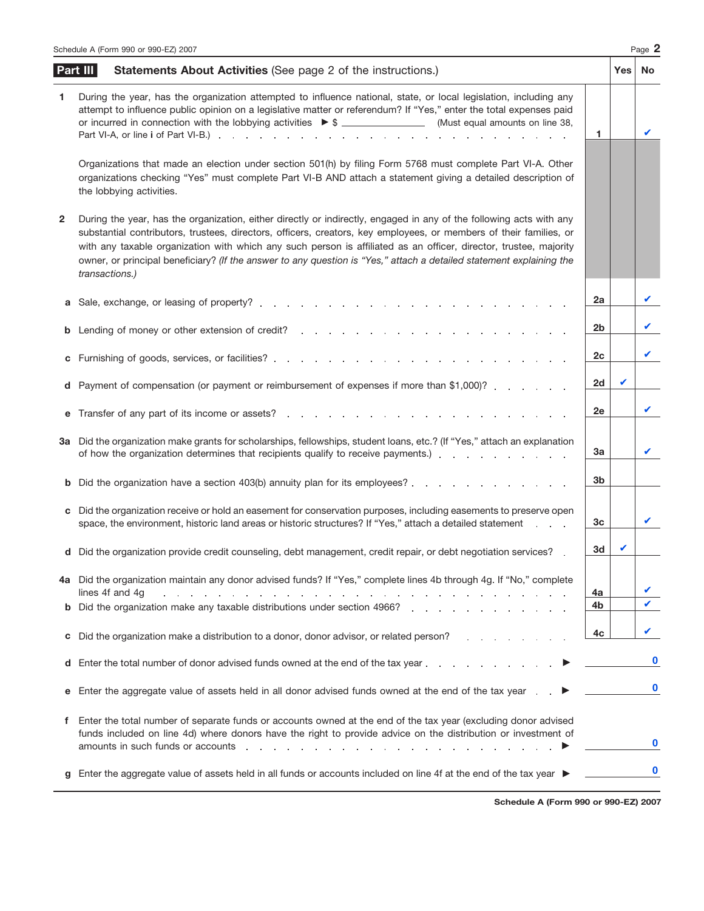## Part III Statements About Activities (See page 2 of the instructions.)

| | | Line | Yes | No |
|---|---|---|---|---|
| **1** | During the year, has the organization attempted to influence national, state, or local legislation, including any attempt to influence public opinion on a legislative matter or referendum? If "Yes," enter the total expenses paid or incurred in connection with the lobbying activities ▶ $ ______________ (Must equal amounts on line 38, Part VI-A, or line **i** of Part VI-B.) | 1 | | ✔ |
| | Organizations that made an election under section 501(h) by filing Form 5768 must complete Part VI-A. Other organizations checking "Yes" must complete Part VI-B AND attach a statement giving a detailed description of the lobbying activities. | | | |
| **2** | During the year, has the organization, either directly or indirectly, engaged in any of the following acts with any substantial contributors, trustees, directors, officers, creators, key employees, or members of their families, or with any taxable organization with which any such person is affiliated as an officer, director, trustee, majority owner, or principal beneficiary? *(If the answer to any question is "Yes," attach a detailed statement explaining the transactions.)* | | | |
| **a** | Sale, exchange, or leasing of property? | 2a | | ✔ |
| **b** | Lending of money or other extension of credit? | 2b | | ✔ |
| **c** | Furnishing of goods, services, or facilities? | 2c | | ✔ |
| **d** | Payment of compensation (or payment or reimbursement of expenses if more than $1,000)? | 2d | ✔ | |
| **e** | Transfer of any part of its income or assets? | 2e | | ✔ |
| **3a** | Did the organization make grants for scholarships, fellowships, student loans, etc.? (If "Yes," attach an explanation of how the organization determines that recipients qualify to receive payments.) | 3a | | ✔ |
| **b** | Did the organization have a section 403(b) annuity plan for its employees? | 3b | | |
| **c** | Did the organization receive or hold an easement for conservation purposes, including easements to preserve open space, the environment, historic land areas or historic structures? If "Yes," attach a detailed statement | 3c | | ✔ |
| **d** | Did the organization provide credit counseling, debt management, credit repair, or debt negotiation services? | 3d | ✔ | |
| **4a** | Did the organization maintain any donor advised funds? If "Yes," complete lines 4b through 4g. If "No," complete lines 4f and 4g | 4a | | ✔ |
| **b** | Did the organization make any taxable distributions under section 4966? | 4b | | ✔ |
| **c** | Did the organization make a distribution to a donor, donor advisor, or related person? | 4c | | ✔ |
| **d** | Enter the total number of donor advised funds owned at the end of the tax year ▶ | | | 0 |
| **e** | Enter the aggregate value of assets held in all donor advised funds owned at the end of the tax year ▶ | | | 0 |
| **f** | Enter the total number of separate funds or accounts owned at the end of the tax year (excluding donor advised funds included on line 4d) where donors have the right to provide advice on the distribution or investment of amounts in such funds or accounts ▶ | | | 0 |
| **g** | Enter the aggregate value of assets held in all funds or accounts included on line 4f at the end of the tax year ▶ | | | 0 |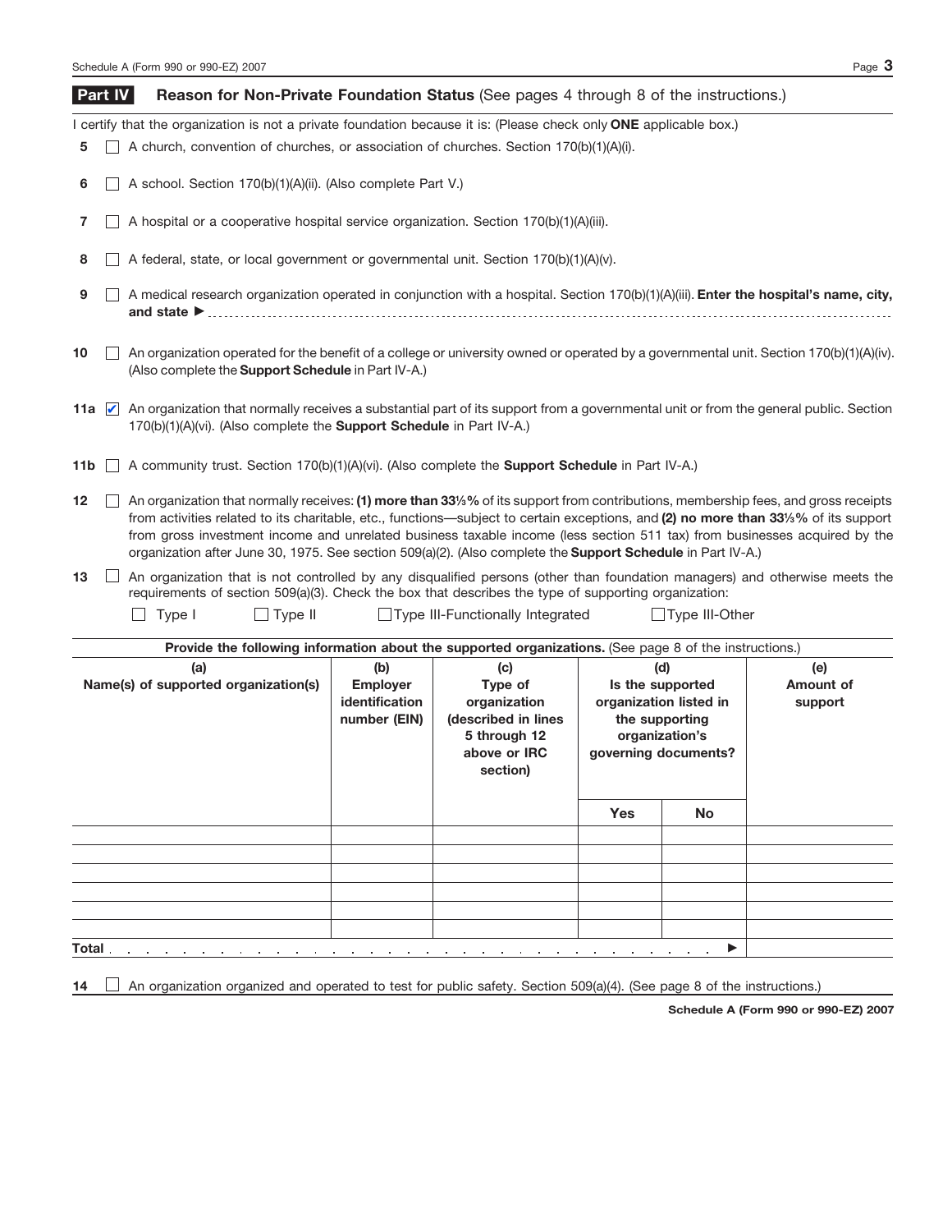## Part IV Reason for Non-Private Foundation Status (See pages 4 through 8 of the instructions.)

I certify that the organization is not a private foundation because it is: (Please check only **ONE** applicable box.)

**5** ☐ A church, convention of churches, or association of churches. Section 170(b)(1)(A)(i).

**6** ☐ A school. Section 170(b)(1)(A)(ii). (Also complete Part V.)

**7** ☐ A hospital or a cooperative hospital service organization. Section 170(b)(1)(A)(iii).

**8** ☐ A federal, state, or local government or governmental unit. Section 170(b)(1)(A)(v).

**9** ☐ A medical research organization operated in conjunction with a hospital. Section 170(b)(1)(A)(iii). **Enter the hospital's name, city, and state** ▶

**10** ☐ An organization operated for the benefit of a college or university owned or operated by a governmental unit. Section 170(b)(1)(A)(iv). (Also complete the **Support Schedule** in Part IV-A.)

**11a** ☑ An organization that normally receives a substantial part of its support from a governmental unit or from the general public. Section 170(b)(1)(A)(vi). (Also complete the **Support Schedule** in Part IV-A.)

**11b** ☐ A community trust. Section 170(b)(1)(A)(vi). (Also complete the **Support Schedule** in Part IV-A.)

**12** ☐ An organization that normally receives: **(1) more than 33⅓%** of its support from contributions, membership fees, and gross receipts from activities related to its charitable, etc., functions—subject to certain exceptions, and **(2) no more than 33⅓%** of its support from gross investment income and unrelated business taxable income (less section 511 tax) from businesses acquired by the organization after June 30, 1975. See section 509(a)(2). (Also complete the **Support Schedule** in Part IV-A.)

**13** ☐ An organization that is not controlled by any disqualified persons (other than foundation managers) and otherwise meets the requirements of section 509(a)(3). Check the box that describes the type of supporting organization:

☐ Type I ☐ Type II ☐ Type III-Functionally Integrated ☐ Type III-Other

**Provide the following information about the supported organizations.** (See page 8 of the instructions.)

| (a) Name(s) of supported organization(s) | (b) Employer identification number (EIN) | (c) Type of organization (described in lines 5 through 12 above or IRC section) | (d) Is the supported organization listed in the supporting organization's governing documents? | | (e) Amount of support |
|---|---|---|---|---|---|
| | | | Yes | No | |
| | | | | | |
| | | | | | |
| | | | | | |
| | | | | | |
| | | | | | |
| | | | | | |
| **Total** ▶ | | | | | |

**14** ☐ An organization organized and operated to test for public safety. Section 509(a)(4). (See page 8 of the instructions.)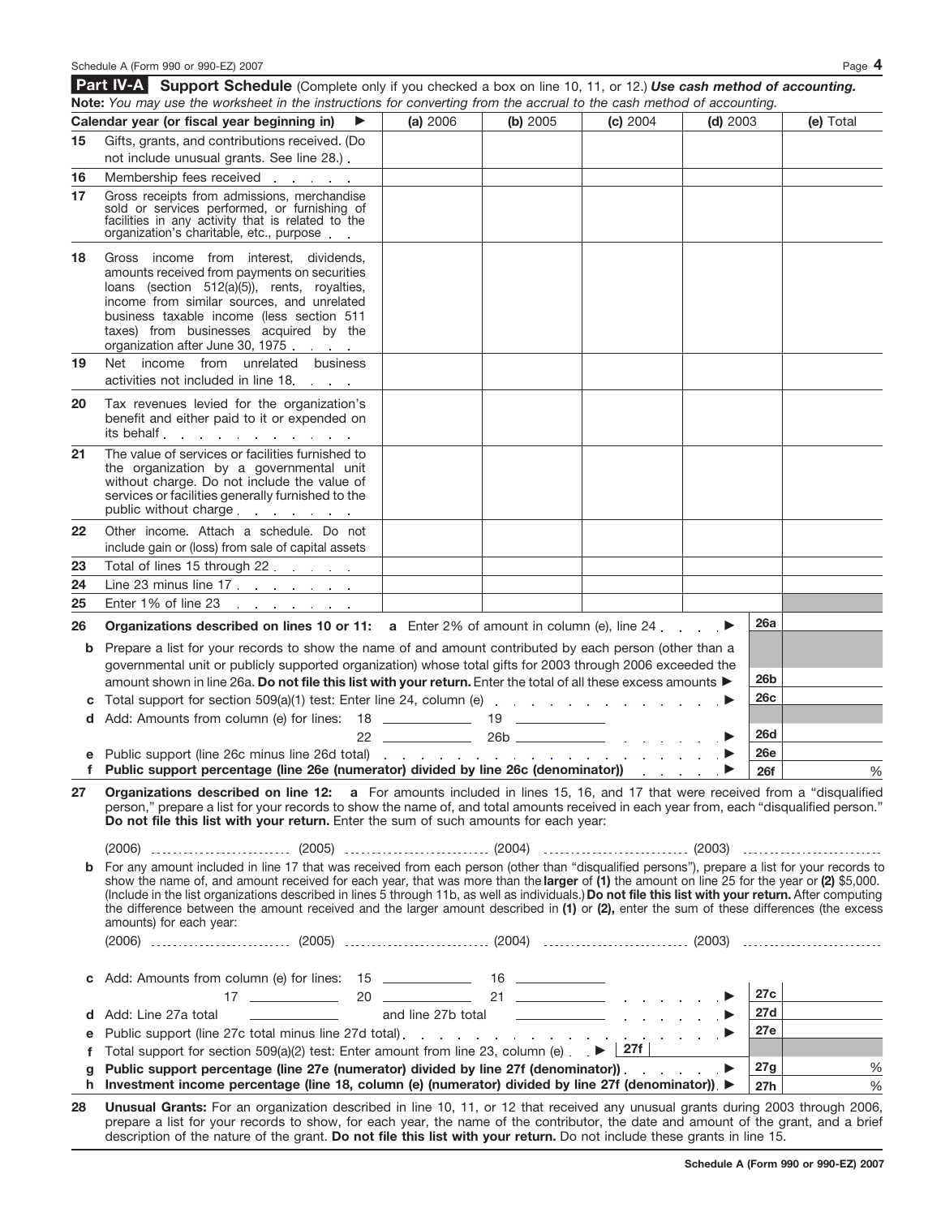## Part IV-A Support Schedule

(Complete only if you checked a box on line 10, 11, or 12.) ***Use cash method of accounting.***

**Note:** *You may use the worksheet in the instructions for converting from the accrual to the cash method of accounting.*

| | Calendar year (or fiscal year beginning in) ▶ | (a) 2006 | (b) 2005 | (c) 2004 | (d) 2003 | (e) Total |
|---|---|---|---|---|---|---|
| 15 | Gifts, grants, and contributions received. (Do not include unusual grants. See line 28.) | | | | | |
| 16 | Membership fees received | | | | | |
| 17 | Gross receipts from admissions, merchandise sold or services performed, or furnishing of facilities in any activity that is related to the organization's charitable, etc., purpose | | | | | |
| 18 | Gross income from interest, dividends, amounts received from payments on securities loans (section 512(a)(5)), rents, royalties, income from similar sources, and unrelated business taxable income (less section 511 taxes) from businesses acquired by the organization after June 30, 1975 | | | | | |
| 19 | Net income from unrelated business activities not included in line 18 | | | | | |
| 20 | Tax revenues levied for the organization's benefit and either paid to it or expended on its behalf | | | | | |
| 21 | The value of services or facilities furnished to the organization by a governmental unit without charge. Do not include the value of services or facilities generally furnished to the public without charge | | | | | |
| 22 | Other income. Attach a schedule. Do not include gain or (loss) from sale of capital assets | | | | | |
| 23 | Total of lines 15 through 22 | | | | | |
| 24 | Line 23 minus line 17 | | | | | |
| 25 | Enter 1% of line 23 | | | | | |

**26 Organizations described on lines 10 or 11:** **a** Enter 2% of amount in column (e), line 24 ▶ **26a** ____

**b** Prepare a list for your records to show the name of and amount contributed by each person (other than a governmental unit or publicly supported organization) whose total gifts for 2003 through 2006 exceeded the amount shown in line 26a. **Do not file this list with your return.** Enter the total of all these excess amounts ▶ **26b** ____

**c** Total support for section 509(a)(1) test: Enter line 24, column (e) ▶ **26c** ____

**d** Add: Amounts from column (e) for lines: 18 ____ 19 ____ 22 ____ 26b ____ ▶ **26d** ____

**e** Public support (line 26c minus line 26d total) ▶ **26e** ____

**f** **Public support percentage (line 26e (numerator) divided by line 26c (denominator))** ▶ **26f** ____ %

**27 Organizations described on line 12:** **a** For amounts included in lines 15, 16, and 17 that were received from a "disqualified person," prepare a list for your records to show the name of, and total amounts received in each year from, each "disqualified person." **Do not file this list with your return.** Enter the sum of such amounts for each year:

(2006) ____ (2005) ____ (2004) ____ (2003) ____

**b** For any amount included in line 17 that was received from each person (other than "disqualified persons"), prepare a list for your records to show the name of, and amount received for each year, that was more than the **larger** of **(1)** the amount on line 25 for the year or **(2)** $5,000. (Include in the list organizations described in lines 5 through 11b, as well as individuals.) **Do not file this list with your return.** After computing the difference between the amount received and the larger amount described in **(1)** or **(2),** enter the sum of these differences (the excess amounts) for each year:

(2006) ____ (2005) ____ (2004) ____ (2003) ____

**c** Add: Amounts from column (e) for lines: 15 ____ 16 ____ 17 ____ 20 ____ 21 ____ ▶ **27c** ____

**d** Add: Line 27a total ____ and line 27b total ____ ▶ **27d** ____

**e** Public support (line 27c total minus line 27d total) ▶ **27e** ____

**f** Total support for section 509(a)(2) test: Enter amount from line 23, column (e) ▶ **27f** ____

**g** **Public support percentage (line 27e (numerator) divided by line 27f (denominator))** ▶ **27g** ____ %

**h** **Investment income percentage (line 18, column (e) (numerator) divided by line 27f (denominator))** ▶ **27h** ____ %

**28 Unusual Grants:** For an organization described in line 10, 11, or 12 that received any unusual grants during 2003 through 2006, prepare a list for your records to show, for each year, the name of the contributor, the date and amount of the grant, and a brief description of the nature of the grant. **Do not file this list with your return.** Do not include these grants in line 15.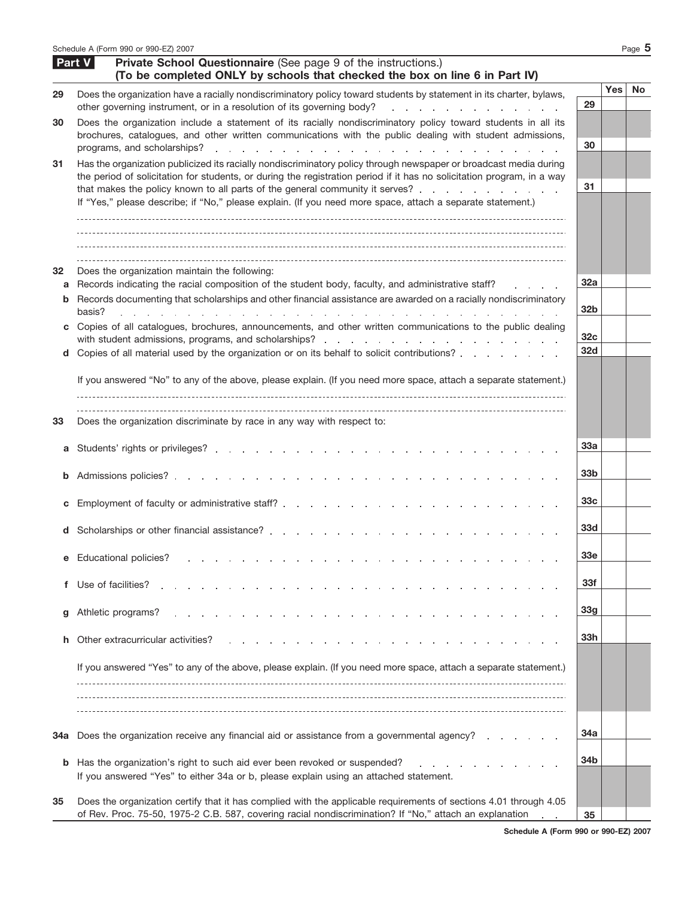## Part V Private School Questionnaire (See page 9 of the instructions.)

**(To be completed ONLY by schools that checked the box on line 6 in Part IV)**

| | | | Yes | No |
|---|---|---|---|---|
| **29** | Does the organization have a racially nondiscriminatory policy toward students by statement in its charter, bylaws, other governing instrument, or in a resolution of its governing body? | 29 | | |
| **30** | Does the organization include a statement of its racially nondiscriminatory policy toward students in all its brochures, catalogues, and other written communications with the public dealing with student admissions, programs, and scholarships? | 30 | | |
| **31** | Has the organization publicized its racially nondiscriminatory policy through newspaper or broadcast media during the period of solicitation for students, or during the registration period if it has no solicitation program, in a way that makes the policy known to all parts of the general community it serves? | 31 | | |

If "Yes," please describe; if "No," please explain. (If you need more space, attach a separate statement.)

| | | | Yes | No |
|---|---|---|---|---|
| **32** | Does the organization maintain the following: | | | |
| **a** | Records indicating the racial composition of the student body, faculty, and administrative staff? | 32a | | |
| **b** | Records documenting that scholarships and other financial assistance are awarded on a racially nondiscriminatory basis? | 32b | | |
| **c** | Copies of all catalogues, brochures, announcements, and other written communications to the public dealing with student admissions, programs, and scholarships? | 32c | | |
| **d** | Copies of all material used by the organization or on its behalf to solicit contributions? | 32d | | |

If you answered "No" to any of the above, please explain. (If you need more space, attach a separate statement.)

| | | | Yes | No |
|---|---|---|---|---|
| **33** | Does the organization discriminate by race in any way with respect to: | | | |
| **a** | Students' rights or privileges? | 33a | | |
| **b** | Admissions policies? | 33b | | |
| **c** | Employment of faculty or administrative staff? | 33c | | |
| **d** | Scholarships or other financial assistance? | 33d | | |
| **e** | Educational policies? | 33e | | |
| **f** | Use of facilities? | 33f | | |
| **g** | Athletic programs? | 33g | | |
| **h** | Other extracurricular activities? | 33h | | |

If you answered "Yes" to any of the above, please explain. (If you need more space, attach a separate statement.)

| | | | Yes | No |
|---|---|---|---|---|
| **34a** | Does the organization receive any financial aid or assistance from a governmental agency? | 34a | | |
| **b** | Has the organization's right to such aid ever been revoked or suspended? | 34b | | |

If you answered "Yes" to either 34a or b, please explain using an attached statement.

| | | | Yes | No |
|---|---|---|---|---|
| **35** | Does the organization certify that it has complied with the applicable requirements of sections 4.01 through 4.05 of Rev. Proc. 75-50, 1975-2 C.B. 587, covering racial nondiscrimination? If "No," attach an explanation | 35 | | |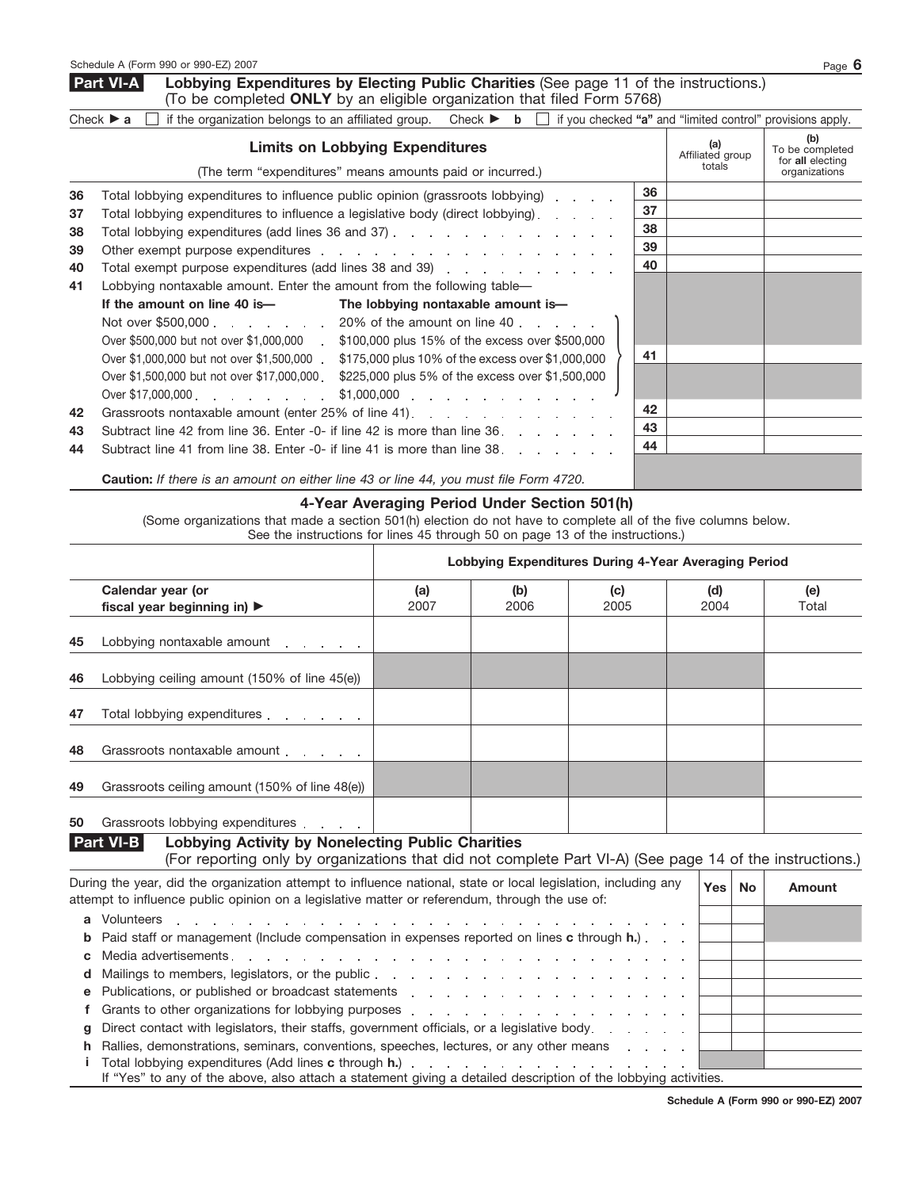## Part VI-A Lobbying Expenditures by Electing Public Charities (See page 11 of the instructions.)

(To be completed **ONLY** by an eligible organization that filed Form 5768)

Check ▶ **a** ☐ if the organization belongs to an affiliated group. Check ▶ **b** ☐ if you checked **"a"** and "limited control" provisions apply.

| | **Limits on Lobbying Expenditures** (The term "expenditures" means amounts paid or incurred.) | | (a) Affiliated group totals | (b) To be completed for **all** electing organizations |
|---|---|---|---|---|
| 36 | Total lobbying expenditures to influence public opinion (grassroots lobbying) | 36 | | |
| 37 | Total lobbying expenditures to influence a legislative body (direct lobbying) | 37 | | |
| 38 | Total lobbying expenditures (add lines 36 and 37) | 38 | | |
| 39 | Other exempt purpose expenditures | 39 | | |
| 40 | Total exempt purpose expenditures (add lines 38 and 39) | 40 | | |
| 41 | Lobbying nontaxable amount. Enter the amount from the following table— | 41 | | |
| 42 | Grassroots nontaxable amount (enter 25% of line 41) | 42 | | |
| 43 | Subtract line 42 from line 36. Enter -0- if line 42 is more than line 36 | 43 | | |
| 44 | Subtract line 41 from line 38. Enter -0- if line 41 is more than line 38 | 44 | | |

Table for line 41:

| **If the amount on line 40 is—** | **The lobbying nontaxable amount is—** |
|---|---|
| Not over $500,000 | 20% of the amount on line 40 |
| Over $500,000 but not over $1,000,000 | $100,000 plus 15% of the excess over $500,000 |
| Over $1,000,000 but not over $1,500,000 | $175,000 plus 10% of the excess over $1,000,000 |
| Over $1,500,000 but not over $17,000,000 | $225,000 plus 5% of the excess over $1,500,000 |
| Over $17,000,000 | $1,000,000 |

**Caution:** *If there is an amount on either line 43 or line 44, you must file Form 4720.*

### 4-Year Averaging Period Under Section 501(h)

(Some organizations that made a section 501(h) election do not have to complete all of the five columns below. See the instructions for lines 45 through 50 on page 13 of the instructions.)

| | | **Lobbying Expenditures During 4-Year Averaging Period** | | | | |
|---|---|---|---|---|---|---|
| | Calendar year (or fiscal year beginning in) ▶ | (a) 2007 | (b) 2006 | (c) 2005 | (d) 2004 | (e) Total |
| 45 | Lobbying nontaxable amount | | | | | |
| 46 | Lobbying ceiling amount (150% of line 45(e)) | | | | | |
| 47 | Total lobbying expenditures | | | | | |
| 48 | Grassroots nontaxable amount | | | | | |
| 49 | Grassroots ceiling amount (150% of line 48(e)) | | | | | |
| 50 | Grassroots lobbying expenditures | | | | | |

## Part VI-B Lobbying Activity by Nonelecting Public Charities

(For reporting only by organizations that did not complete Part VI-A) (See page 14 of the instructions.)

| | During the year, did the organization attempt to influence national, state or local legislation, including any attempt to influence public opinion on a legislative matter or referendum, through the use of: | Yes | No | Amount |
|---|---|---|---|---|
| a | Volunteers | | | |
| b | Paid staff or management (Include compensation in expenses reported on lines **c** through **h.**) | | | |
| c | Media advertisements | | | |
| d | Mailings to members, legislators, or the public | | | |
| e | Publications, or published or broadcast statements | | | |
| f | Grants to other organizations for lobbying purposes | | | |
| g | Direct contact with legislators, their staffs, government officials, or a legislative body | | | |
| h | Rallies, demonstrations, seminars, conventions, speeches, lectures, or any other means | | | |
| i | Total lobbying expenditures (Add lines **c** through **h.**) | | | |

If "Yes" to any of the above, also attach a statement giving a detailed description of the lobbying activities.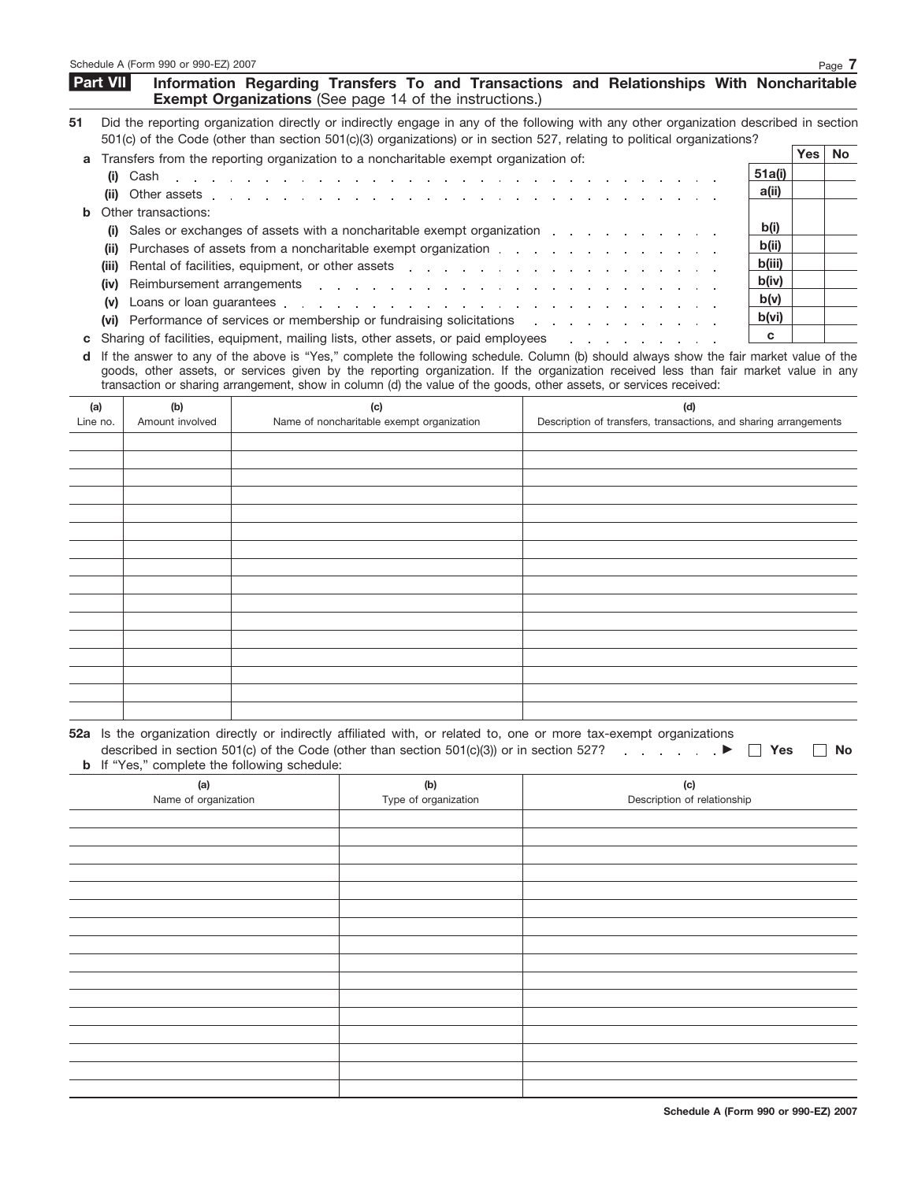## Part VII Information Regarding Transfers To and Transactions and Relationships With Noncharitable Exempt Organizations (See page 14 of the instructions.)

**51** Did the reporting organization directly or indirectly engage in any of the following with any other organization described in section 501(c) of the Code (other than section 501(c)(3) organizations) or in section 527, relating to political organizations?

| | | Yes | No |
|---|---|---|---|
| **a** Transfers from the reporting organization to a noncharitable exempt organization of: | | | |
| **(i)** Cash | **51a(i)** | | |
| **(ii)** Other assets | **a(ii)** | | |
| **b** Other transactions: | | | |
| **(i)** Sales or exchanges of assets with a noncharitable exempt organization | **b(i)** | | |
| **(ii)** Purchases of assets from a noncharitable exempt organization | **b(ii)** | | |
| **(iii)** Rental of facilities, equipment, or other assets | **b(iii)** | | |
| **(iv)** Reimbursement arrangements | **b(iv)** | | |
| **(v)** Loans or loan guarantees | **b(v)** | | |
| **(vi)** Performance of services or membership or fundraising solicitations | **b(vi)** | | |
| **c** Sharing of facilities, equipment, mailing lists, other assets, or paid employees | **c** | | |

**d** If the answer to any of the above is "Yes," complete the following schedule. Column (b) should always show the fair market value of the goods, other assets, or services given by the reporting organization. If the organization received less than fair market value in any transaction or sharing arrangement, show in column (d) the value of the goods, other assets, or services received:

| (a) Line no. | (b) Amount involved | (c) Name of noncharitable exempt organization | (d) Description of transfers, transactions, and sharing arrangements |
|---|---|---|---|
| | | | |
| | | | |
| | | | |
| | | | |
| | | | |
| | | | |
| | | | |
| | | | |
| | | | |
| | | | |
| | | | |
| | | | |
| | | | |
| | | | |
| | | | |
| | | | |

**52a** Is the organization directly or indirectly affiliated with, or related to, one or more tax-exempt organizations described in section 501(c) of the Code (other than section 501(c)(3)) or in section 527? ▶ ☐ **Yes** ☐ **No**

**b** If "Yes," complete the following schedule:

| (a) Name of organization | (b) Type of organization | (c) Description of relationship |
|---|---|---|
| | | |
| | | |
| | | |
| | | |
| | | |
| | | |
| | | |
| | | |
| | | |
| | | |
| | | |
| | | |
| | | |
| | | |
| | | |
| | | |